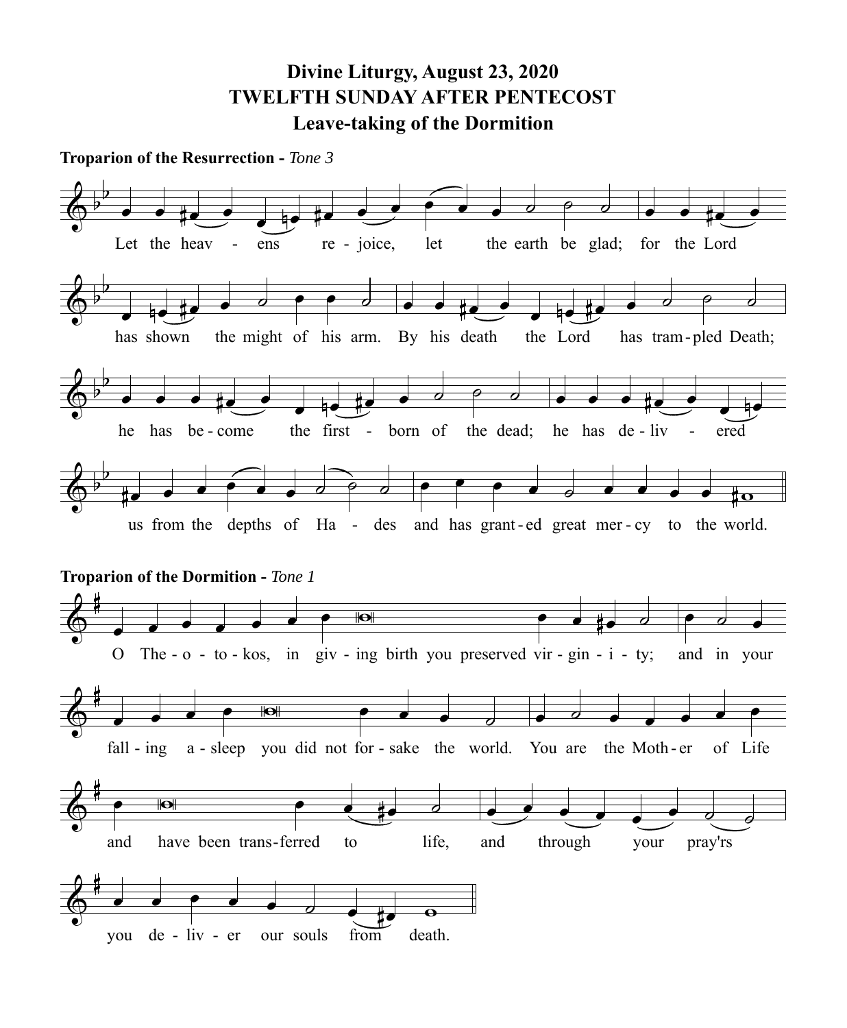# Divine Liturgy, August 23, 2020
## TWELFTH SUNDAY AFTER PENTECOST
## Leave-taking of the Dormition

**Troparion of the Resurrection -** *Tone 3*

Let the heav - ens re - joice, let the earth be glad; for the Lord has shown the might of his arm. By his death the Lord has tram - pled Death; he has be - come the first - born of the dead; he has de - liv - ered us from the depths of Ha - des and has grant - ed great mer - cy to the world.

**Troparion of the Dormition -** *Tone 1*

O The - o - to - kos, in giv - ing birth you preserved vir - gin - i - ty; and in your fall - ing a - sleep you did not for - sake the world. You are the Moth - er of Life and have been trans - ferred to life, and through your pray'rs you de - liv - er our souls from death.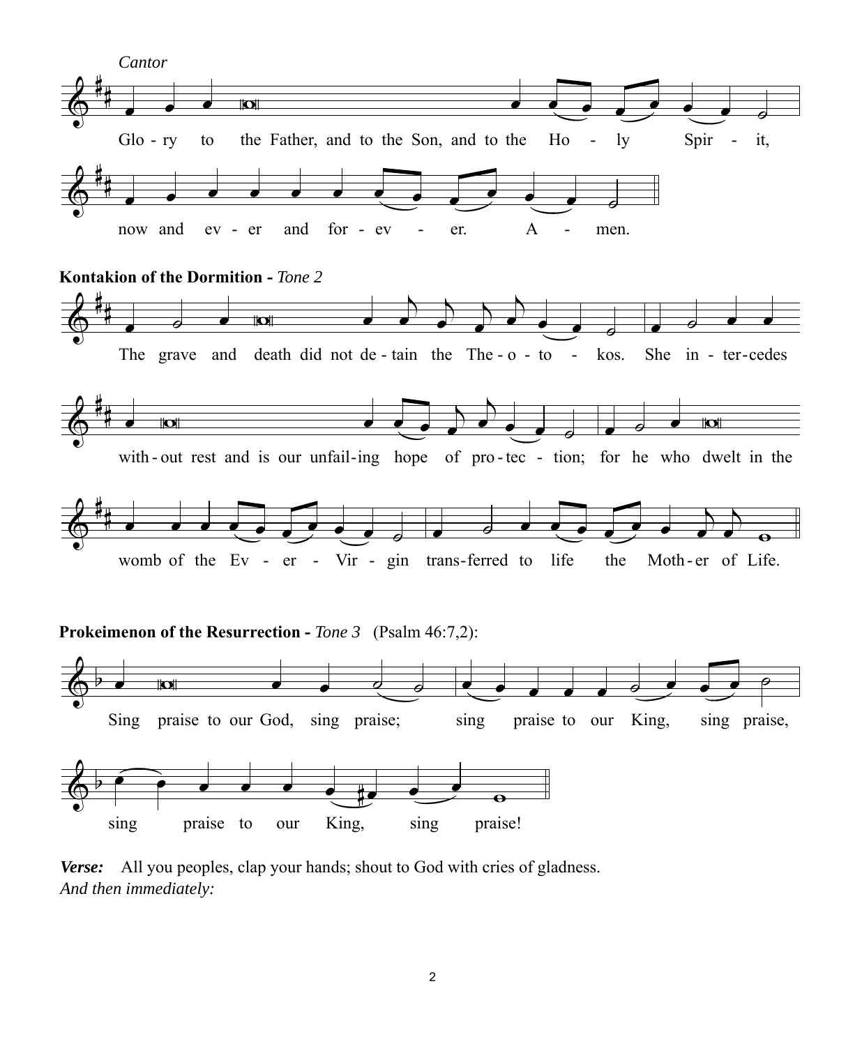*Cantor*

Glo - ry to the Father, and to the Son, and to the Ho - ly Spir - it,

now and ev - er and for - ev - er. A - men.

**Kontakion of the Dormition -** *Tone 2*

The grave and death did not de - tain the The - o - to - kos. She in - ter-cedes

with - out rest and is our unfail - ing hope of pro - tec - tion; for he who dwelt in the

womb of the Ev - er - Vir - gin trans-ferred to life the Moth - er of Life.

**Prokeimenon of the Resurrection -** *Tone 3* (Psalm 46:7,2):

Sing praise to our God, sing praise; sing praise to our King, sing praise,

sing praise to our King, sing praise!

***Verse:*** All you peoples, clap your hands; shout to God with cries of gladness.
*And then immediately:*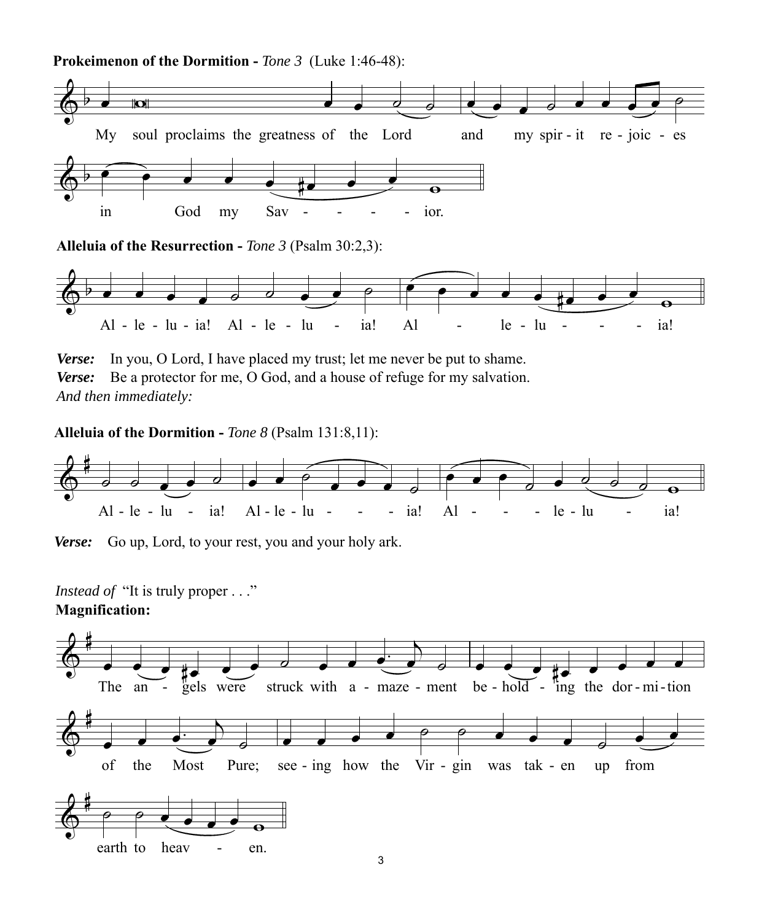**Prokeimenon of the Dormition -** *Tone 3* (Luke 1:46-48):

My soul proclaims the greatness of the Lord and my spir - it re - joic - es in God my Sav - - - - ior.

**Alleluia of the Resurrection -** *Tone 3* (Psalm 30:2,3):

Al - le - lu - ia! Al - le - lu - ia! Al - le - lu - - - ia!

***Verse:*** In you, O Lord, I have placed my trust; let me never be put to shame.
***Verse:*** Be a protector for me, O God, and a house of refuge for my salvation.
*And then immediately:*

**Alleluia of the Dormition -** *Tone 8* (Psalm 131:8,11):

Al - le - lu - ia! Al - le - lu - - - ia! Al - - - le - lu - ia!

***Verse:*** Go up, Lord, to your rest, you and your holy ark.

*Instead of* "It is truly proper . . ."
**Magnification:**

The an - gels were struck with a - maze - ment be - hold - ing the dor - mi - tion of the Most Pure; see - ing how the Vir - gin was tak - en up from earth to heav - en.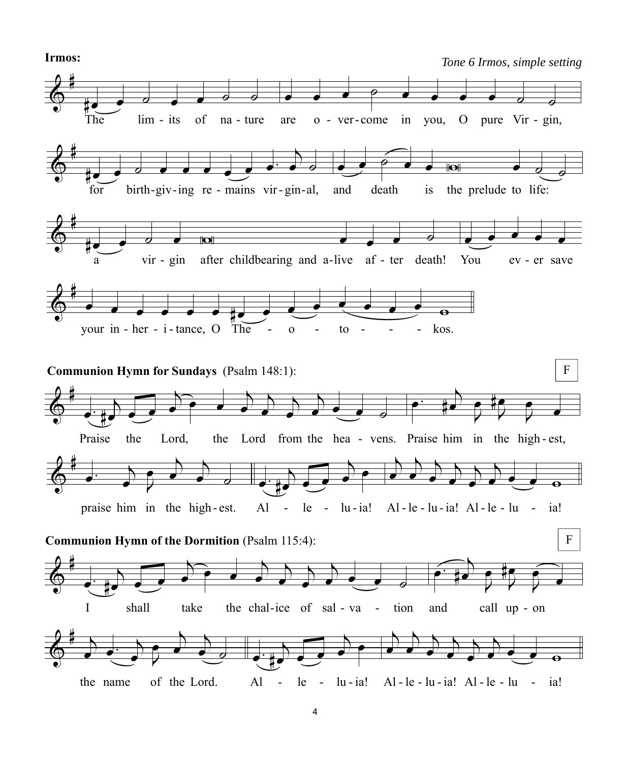**Irmos:**

*Tone 6 Irmos, simple setting*

The limits of nature are overcome in you, O pure Virgin, for birth-giving remains virginal, and death is the prelude to life: a virgin after childbearing and alive after death! You ever save your inheritance, O Theotokos.

**Communion Hymn for Sundays** (Psalm 148:1):

F

Praise the Lord, the Lord from the heavens. Praise him in the highest, praise him in the highest. Alleluia! Alleluia! Alleluia!

**Communion Hymn of the Dormition** (Psalm 115:4):

F

I shall take the chalice of salvation and call upon the name of the Lord. Alleluia! Alleluia! Alleluia!